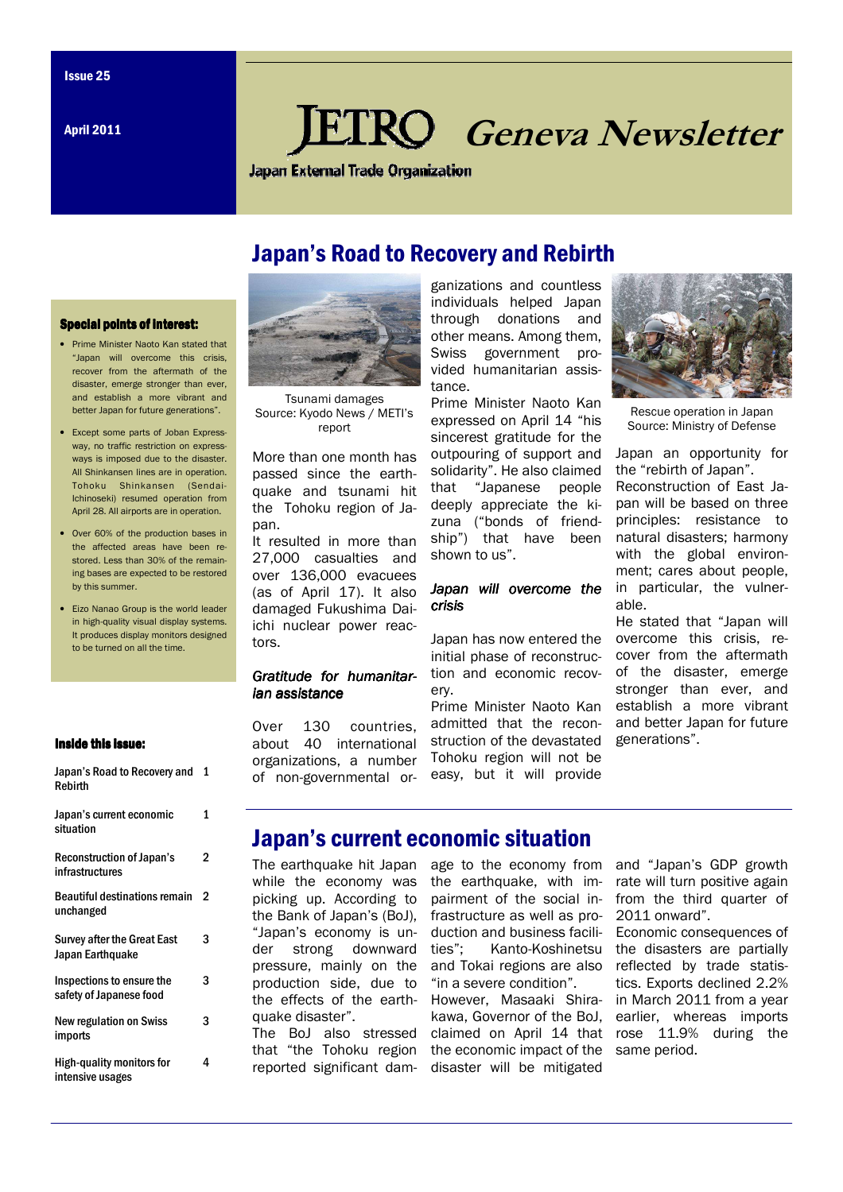Issue 25

April 2011

# JETRO Geneva Newsletter

Japan External Trade Organization

## Special points of interest:

- Prime Minister Naoto Kan stated that "Japan will overcome this crisis, recover from the aftermath of the disaster, emerge stronger than ever, and establish a more vibrant and better Japan for future generations".
- Except some parts of Joban Expressway, no traffic restriction on expressways is imposed due to the disaster. All Shinkansen lines are in operation. Tohoku Shinkansen (Sendai-Ichinoseki) resumed operation from April 28. All airports are in operation.
- Over 60% of the production bases in the affected areas have been restored. Less than 30% of the remaining bases are expected to be restored by this summer.
- Eizo Nanao Group is the world leader in high-quality visual display systems. It produces display monitors designed to be turned on all the time.

## Inside this issue:

| | |
|---|---|
| Japan's Road to Recovery and Rebirth | 1 |
| Japan's current economic situation | 1 |
| Reconstruction of Japan's infrastructures | 2 |
| Beautiful destinations remain unchanged | 2 |
| Survey after the Great East Japan Earthquake | 3 |
| Inspections to ensure the safety of Japanese food | 3 |
| New regulation on Swiss imports | 3 |
| High-quality monitors for intensive usages | 4 |

# Japan's Road to Recovery and Rebirth

Tsunami damages
Source: Kyodo News / METI's report

More than one month has passed since the earthquake and tsunami hit the Tohoku region of Japan.

It resulted in more than 27,000 casualties and over 136,000 evacuees (as of April 17). It also damaged Fukushima Daiichi nuclear power reactors.

### *Gratitude for humanitarian assistance*

Over 130 countries, about 40 international organizations, a number of non-governmental organizations and countless individuals helped Japan through donations and other means. Among them, Swiss government provided humanitarian assistance.

Prime Minister Naoto Kan expressed on April 14 "his sincerest gratitude for the outpouring of support and solidarity". He also claimed that "Japanese people deeply appreciate the kizuna ("bonds of friendship") that have been shown to us".

### *Japan will overcome the crisis*

Japan has now entered the initial phase of reconstruction and economic recovery.

Prime Minister Naoto Kan admitted that the reconstruction of the devastated Tohoku region will not be easy, but it will provide Japan an opportunity for the "rebirth of Japan".

Rescue operation in Japan
Source: Ministry of Defense

Reconstruction of East Japan will be based on three principles: resistance to natural disasters; harmony with the global environment; cares about people, in particular, the vulnerable.

He stated that "Japan will overcome this crisis, recover from the aftermath of the disaster, emerge stronger than ever, and establish a more vibrant and better Japan for future generations".

# Japan's current economic situation

The earthquake hit Japan while the economy was picking up. According to the Bank of Japan's (BoJ), "Japan's economy is under strong downward pressure, mainly on the production side, due to the effects of the earthquake disaster".

The BoJ also stressed that "the Tohoku region reported significant damage to the economy from the earthquake, with impairment of the social infrastructure as well as production and business facilities"; Kanto-Koshinetsu and Tokai regions are also "in a severe condition".

However, Masaaki Shirakawa, Governor of the BoJ, claimed on April 14 that the economic impact of the disaster will be mitigated and "Japan's GDP growth rate will turn positive again from the third quarter of 2011 onward".

Economic consequences of the disasters are partially reflected by trade statistics. Exports declined 2.2% in March 2011 from a year earlier, whereas imports rose 11.9% during the same period.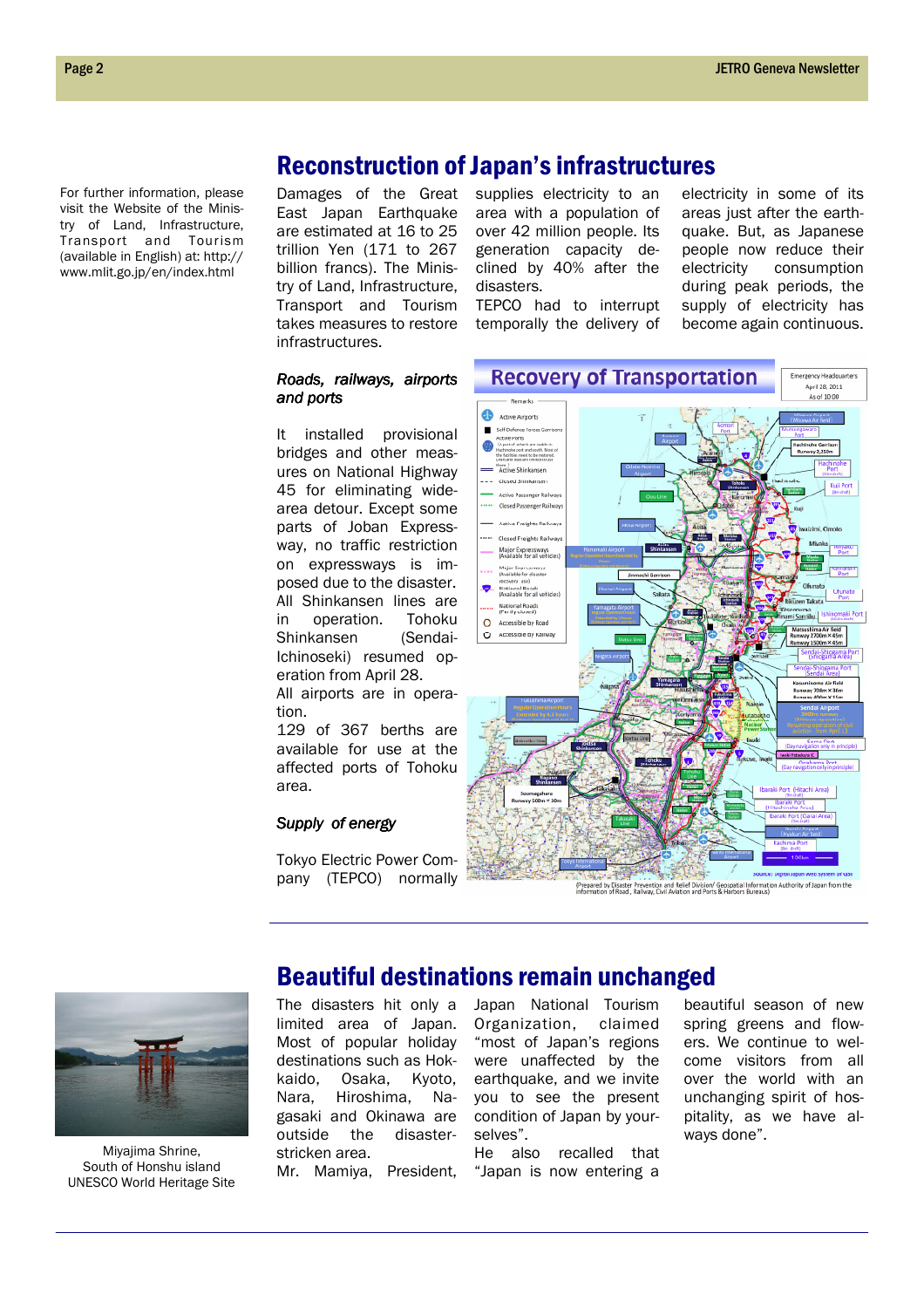For further information, please visit the Website of the Ministry of Land, Infrastructure, Transport and Tourism (available in English) at: http://www.mlit.go.jp/en/index.html

## Reconstruction of Japan's infrastructures

Damages of the Great East Japan Earthquake are estimated at 16 to 25 trillion Yen (171 to 267 billion francs). The Ministry of Land, Infrastructure, Transport and Tourism takes measures to restore infrastructures.

### *Roads, railways, airports and ports*

It installed provisional bridges and other measures on National Highway 45 for eliminating wide-area detour. Except some parts of Joban Expressway, no traffic restriction on expressways is imposed due to the disaster. All Shinkansen lines are in operation. Tohoku Shinkansen (Sendai-Ichinoseki) resumed operation from April 28.

All airports are in operation.

129 of 367 berths are available for use at the affected ports of Tohoku area.

### *Supply of energy*

Tokyo Electric Power Company (TEPCO) normally supplies electricity to an area with a population of over 42 million people. Its generation capacity declined by 40% after the disasters.

TEPCO had to interrupt temporally the delivery of electricity in some of its areas just after the earthquake. But, as Japanese people now reduce their electricity consumption during peak periods, the supply of electricity has become again continuous.

Recovery of Transportation

(Prepared by Disaster Prevention and Relief Division/ Geospatial Information Authority of Japan from the information of Road, Railway, Civil Aviation and Ports & Harbors Bureaus)

## Beautiful destinations remain unchanged

Miyajima Shrine,
South of Honshu island
UNESCO World Heritage Site

The disasters hit only a limited area of Japan. Most of popular holiday destinations such as Hokkaido, Osaka, Kyoto, Nara, Hiroshima, Nagasaki and Okinawa are outside the disaster-stricken area.

Mr. Mamiya, President, Japan National Tourism Organization, claimed "most of Japan's regions were unaffected by the earthquake, and we invite you to see the present condition of Japan by yourselves".

He also recalled that "Japan is now entering a beautiful season of new spring greens and flowers. We continue to welcome visitors from all over the world with an unchanging spirit of hospitality, as we have always done".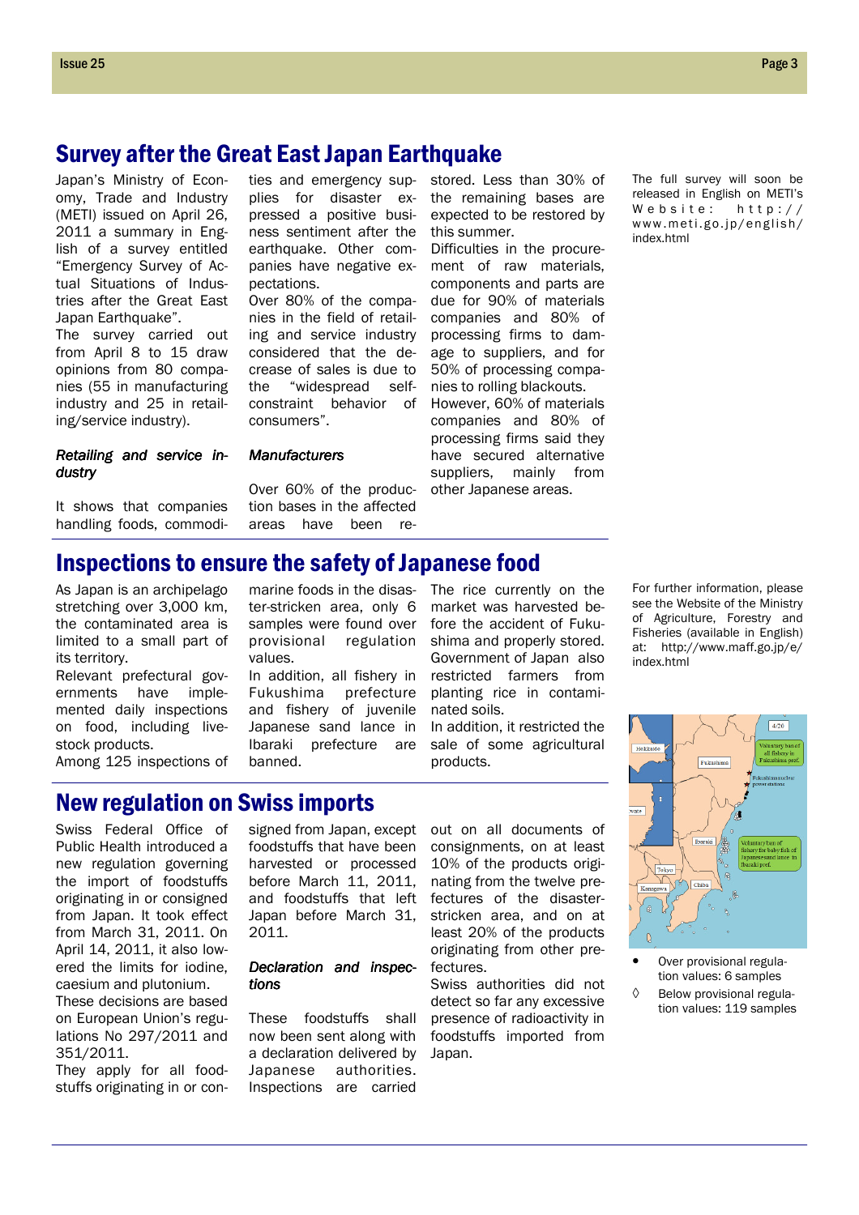## Survey after the Great East Japan Earthquake

Japan's Ministry of Economy, Trade and Industry (METI) issued on April 26, 2011 a summary in English of a survey entitled "Emergency Survey of Actual Situations of Industries after the Great East Japan Earthquake".

The survey carried out from April 8 to 15 draw opinions from 80 companies (55 in manufacturing industry and 25 in retailing/service industry).

### *Retailing and service industry*

It shows that companies handling foods, commodities and emergency supplies for disaster expressed a positive business sentiment after the earthquake. Other companies have negative expectations.

Over 80% of the companies in the field of retailing and service industry considered that the decrease of sales is due to the "widespread self-constraint behavior of consumers".

### *Manufacturers*

Over 60% of the production bases in the affected areas have been restored. Less than 30% of the remaining bases are expected to be restored by this summer.

Difficulties in the procurement of raw materials, components and parts are due for 90% of materials companies and 80% of processing firms to damage to suppliers, and for 50% of processing companies to rolling blackouts.

However, 60% of materials companies and 80% of processing firms said they have secured alternative suppliers, mainly from other Japanese areas.

The full survey will soon be released in English on METI's Website: http://www.meti.go.jp/english/index.html

## Inspections to ensure the safety of Japanese food

As Japan is an archipelago stretching over 3,000 km, the contaminated area is limited to a small part of its territory.

Relevant prefectural governments have implemented daily inspections on food, including livestock products.

Among 125 inspections of marine foods in the disaster-stricken area, only 6 samples were found over provisional regulation values.

In addition, all fishery in Fukushima prefecture and fishery of juvenile Japanese sand lance in Ibaraki prefecture are banned.

The rice currently on the market was harvested before the accident of Fukushima and properly stored. Government of Japan also restricted farmers from planting rice in contaminated soils.

In addition, it restricted the sale of some agricultural products.

For further information, please see the Website of the Ministry of Agriculture, Forestry and Fisheries (available in English) at: http://www.maff.go.jp/e/index.html

- Over provisional regulation values: 6 samples
- ◊ Below provisional regulation values: 119 samples

## New regulation on Swiss imports

Swiss Federal Office of Public Health introduced a new regulation governing the import of foodstuffs originating in or consigned from Japan. It took effect from March 31, 2011. On April 14, 2011, it also lowered the limits for iodine, caesium and plutonium.

These decisions are based on European Union's regulations No 297/2011 and 351/2011.

They apply for all foodstuffs originating in or consigned from Japan, except foodstuffs that have been harvested or processed before March 11, 2011, and foodstuffs that left Japan before March 31, 2011.

### *Declaration and inspections*

These foodstuffs shall now been sent along with a declaration delivered by Japanese authorities. Inspections are carried out on all documents of consignments, on at least 10% of the products originating from the twelve prefectures of the disaster-stricken area, and on at least 20% of the products originating from other prefectures.

Swiss authorities did not detect so far any excessive presence of radioactivity in foodstuffs imported from Japan.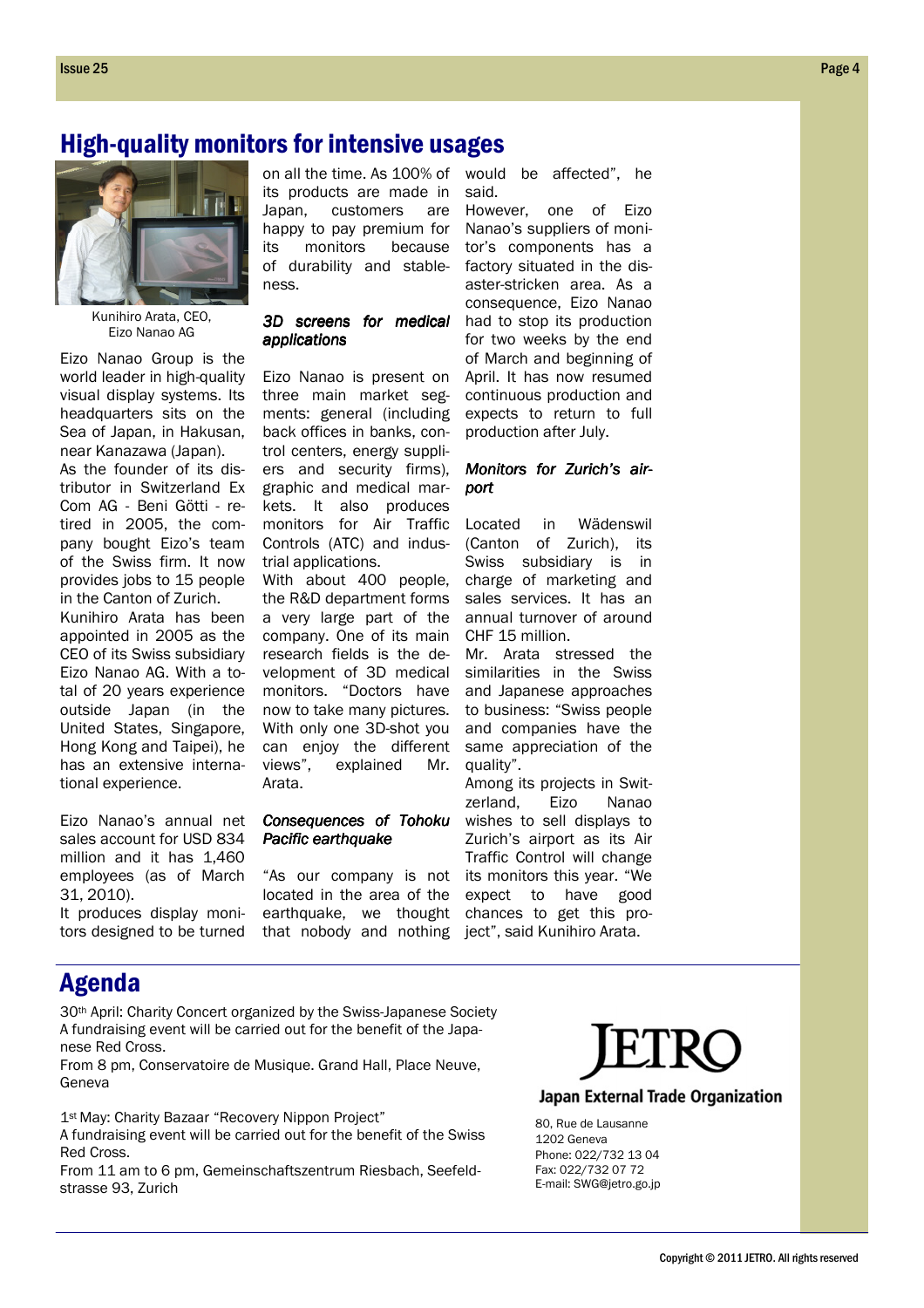## High-quality monitors for intensive usages

Kunihiro Arata, CEO, Eizo Nanao AG

Eizo Nanao Group is the world leader in high-quality visual display systems. Its headquarters sits on the Sea of Japan, in Hakusan, near Kanazawa (Japan).

As the founder of its distributor in Switzerland Ex Com AG - Beni Götti - retired in 2005, the company bought Eizo's team of the Swiss firm. It now provides jobs to 15 people in the Canton of Zurich.

Kunihiro Arata has been appointed in 2005 as the CEO of its Swiss subsidiary Eizo Nanao AG. With a total of 20 years experience outside Japan (in the United States, Singapore, Hong Kong and Taipei), he has an extensive international experience.

Eizo Nanao's annual net sales account for USD 834 million and it has 1,460 employees (as of March 31, 2010).

It produces display monitors designed to be turned on all the time. As 100% of its products are made in Japan, customers are happy to pay premium for its monitors because of durability and stableness.

### *3D screens for medical applications*

Eizo Nanao is present on three main market segments: general (including back offices in banks, control centers, energy suppliers and security firms), graphic and medical markets. It also produces monitors for Air Traffic Controls (ATC) and industrial applications.

With about 400 people, the R&D department forms a very large part of the company. One of its main research fields is the development of 3D medical monitors. "Doctors have now to take many pictures. With only one 3D-shot you can enjoy the different views", explained Mr. Arata.

### *Consequences of Tohoku Pacific earthquake*

"As our company is not located in the area of the earthquake, we thought that nobody and nothing would be affected", he said.

However, one of Eizo Nanao's suppliers of monitor's components has a factory situated in the disaster-stricken area. As a consequence, Eizo Nanao had to stop its production for two weeks by the end of March and beginning of April. It has now resumed continuous production and expects to return to full production after July.

### *Monitors for Zurich's airport*

Located in Wädenswil (Canton of Zurich), its Swiss subsidiary is in charge of marketing and sales services. It has an annual turnover of around CHF 15 million.

Mr. Arata stressed the similarities in the Swiss and Japanese approaches to business: "Swiss people and companies have the same appreciation of the quality".

Among its projects in Switzerland, Eizo Nanao wishes to sell displays to Zurich's airport as its Air Traffic Control will change its monitors this year. "We expect to have good chances to get this project", said Kunihiro Arata.

## Agenda

30th April: Charity Concert organized by the Swiss-Japanese Society
A fundraising event will be carried out for the benefit of the Japanese Red Cross.
From 8 pm, Conservatoire de Musique. Grand Hall, Place Neuve, Geneva

1st May: Charity Bazaar "Recovery Nippon Project"
A fundraising event will be carried out for the benefit of the Swiss Red Cross.
From 11 am to 6 pm, Gemeinschaftszentrum Riesbach, Seefeldstrasse 93, Zurich

JETRO
Japan External Trade Organization

80, Rue de Lausanne
1202 Geneva
Phone: 022/732 13 04
Fax: 022/732 07 72
E-mail: SWG@jetro.go.jp

Copyright © 2011 JETRO. All rights reserved